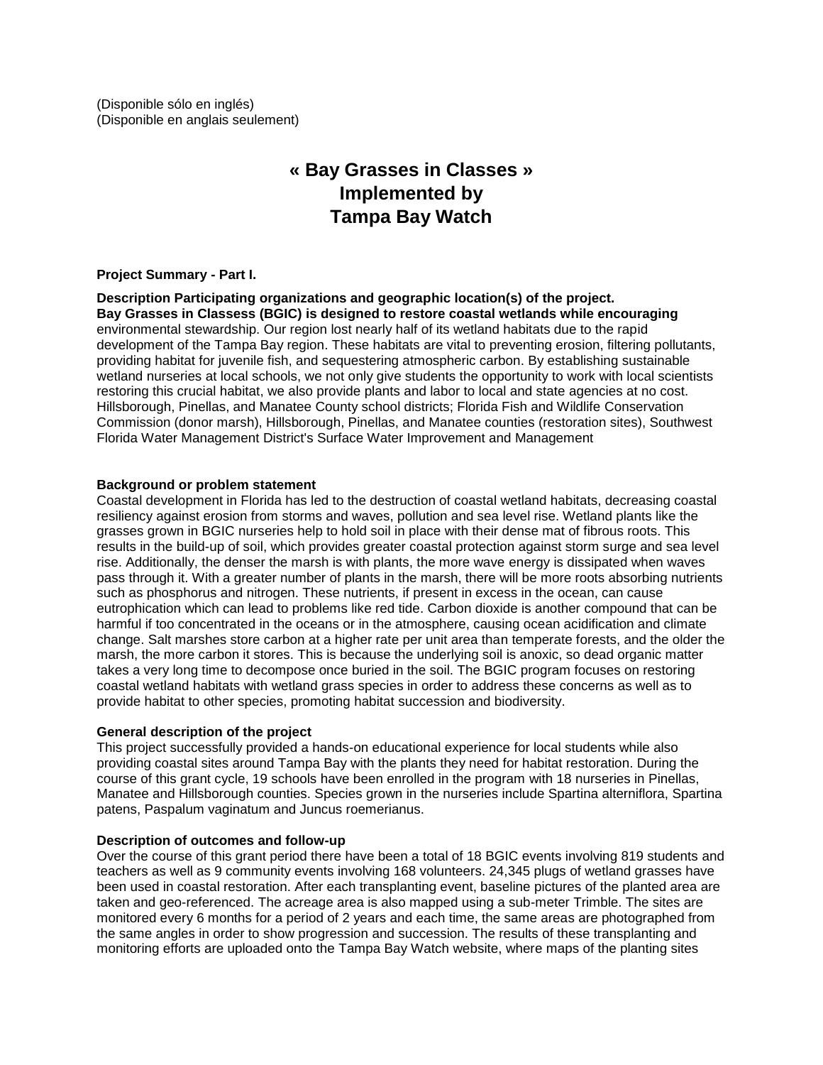(Disponible sólo en inglés)
(Disponible en anglais seulement)

# « Bay Grasses in Classes »
# Implemented by
# Tampa Bay Watch

**Project Summary - Part I.**

**Description Participating organizations and geographic location(s) of the project.**
**Bay Grasses in Classess (BGIC) is designed to restore coastal wetlands while encouraging** environmental stewardship. Our region lost nearly half of its wetland habitats due to the rapid development of the Tampa Bay region. These habitats are vital to preventing erosion, filtering pollutants, providing habitat for juvenile fish, and sequestering atmospheric carbon. By establishing sustainable wetland nurseries at local schools, we not only give students the opportunity to work with local scientists restoring this crucial habitat, we also provide plants and labor to local and state agencies at no cost. Hillsborough, Pinellas, and Manatee County school districts; Florida Fish and Wildlife Conservation Commission (donor marsh), Hillsborough, Pinellas, and Manatee counties (restoration sites), Southwest Florida Water Management District's Surface Water Improvement and Management

**Background or problem statement**
Coastal development in Florida has led to the destruction of coastal wetland habitats, decreasing coastal resiliency against erosion from storms and waves, pollution and sea level rise. Wetland plants like the grasses grown in BGIC nurseries help to hold soil in place with their dense mat of fibrous roots. This results in the build-up of soil, which provides greater coastal protection against storm surge and sea level rise. Additionally, the denser the marsh is with plants, the more wave energy is dissipated when waves pass through it. With a greater number of plants in the marsh, there will be more roots absorbing nutrients such as phosphorus and nitrogen. These nutrients, if present in excess in the ocean, can cause eutrophication which can lead to problems like red tide. Carbon dioxide is another compound that can be harmful if too concentrated in the oceans or in the atmosphere, causing ocean acidification and climate change. Salt marshes store carbon at a higher rate per unit area than temperate forests, and the older the marsh, the more carbon it stores. This is because the underlying soil is anoxic, so dead organic matter takes a very long time to decompose once buried in the soil. The BGIC program focuses on restoring coastal wetland habitats with wetland grass species in order to address these concerns as well as to provide habitat to other species, promoting habitat succession and biodiversity.

**General description of the project**
This project successfully provided a hands-on educational experience for local students while also providing coastal sites around Tampa Bay with the plants they need for habitat restoration. During the course of this grant cycle, 19 schools have been enrolled in the program with 18 nurseries in Pinellas, Manatee and Hillsborough counties. Species grown in the nurseries include Spartina alterniflora, Spartina patens, Paspalum vaginatum and Juncus roemerianus.

**Description of outcomes and follow-up**
Over the course of this grant period there have been a total of 18 BGIC events involving 819 students and teachers as well as 9 community events involving 168 volunteers. 24,345 plugs of wetland grasses have been used in coastal restoration. After each transplanting event, baseline pictures of the planted area are taken and geo-referenced. The acreage area is also mapped using a sub-meter Trimble. The sites are monitored every 6 months for a period of 2 years and each time, the same areas are photographed from the same angles in order to show progression and succession. The results of these transplanting and monitoring efforts are uploaded onto the Tampa Bay Watch website, where maps of the planting sites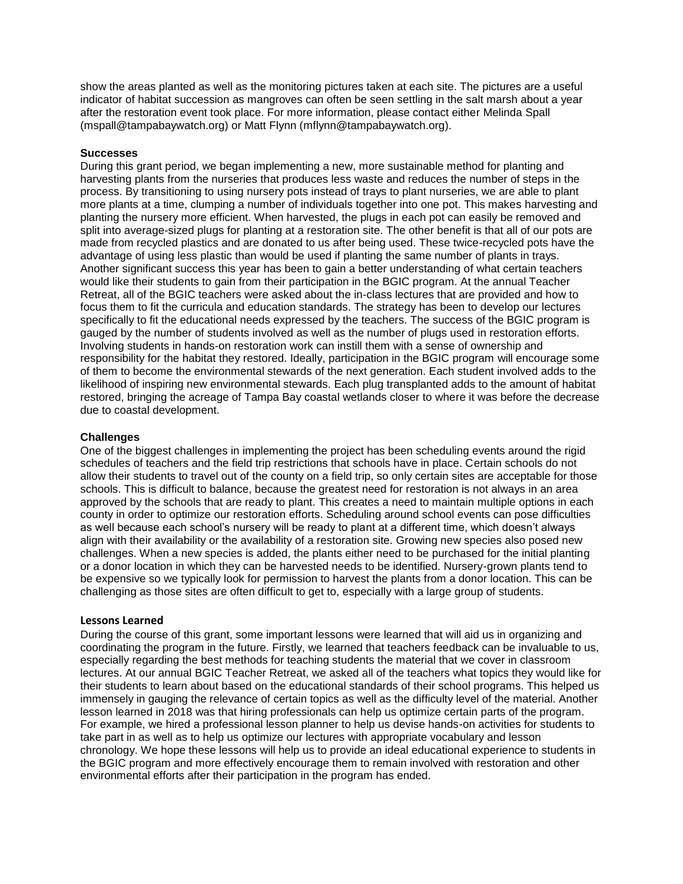show the areas planted as well as the monitoring pictures taken at each site. The pictures are a useful indicator of habitat succession as mangroves can often be seen settling in the salt marsh about a year after the restoration event took place. For more information, please contact either Melinda Spall (mspall@tampabaywatch.org) or Matt Flynn (mflynn@tampabaywatch.org).

**Successes**

During this grant period, we began implementing a new, more sustainable method for planting and harvesting plants from the nurseries that produces less waste and reduces the number of steps in the process. By transitioning to using nursery pots instead of trays to plant nurseries, we are able to plant more plants at a time, clumping a number of individuals together into one pot. This makes harvesting and planting the nursery more efficient. When harvested, the plugs in each pot can easily be removed and split into average-sized plugs for planting at a restoration site. The other benefit is that all of our pots are made from recycled plastics and are donated to us after being used. These twice-recycled pots have the advantage of using less plastic than would be used if planting the same number of plants in trays. Another significant success this year has been to gain a better understanding of what certain teachers would like their students to gain from their participation in the BGIC program. At the annual Teacher Retreat, all of the BGIC teachers were asked about the in-class lectures that are provided and how to focus them to fit the curricula and education standards. The strategy has been to develop our lectures specifically to fit the educational needs expressed by the teachers. The success of the BGIC program is gauged by the number of students involved as well as the number of plugs used in restoration efforts. Involving students in hands-on restoration work can instill them with a sense of ownership and responsibility for the habitat they restored. Ideally, participation in the BGIC program will encourage some of them to become the environmental stewards of the next generation. Each student involved adds to the likelihood of inspiring new environmental stewards. Each plug transplanted adds to the amount of habitat restored, bringing the acreage of Tampa Bay coastal wetlands closer to where it was before the decrease due to coastal development.

**Challenges**

One of the biggest challenges in implementing the project has been scheduling events around the rigid schedules of teachers and the field trip restrictions that schools have in place. Certain schools do not allow their students to travel out of the county on a field trip, so only certain sites are acceptable for those schools. This is difficult to balance, because the greatest need for restoration is not always in an area approved by the schools that are ready to plant. This creates a need to maintain multiple options in each county in order to optimize our restoration efforts. Scheduling around school events can pose difficulties as well because each school's nursery will be ready to plant at a different time, which doesn't always align with their availability or the availability of a restoration site. Growing new species also posed new challenges. When a new species is added, the plants either need to be purchased for the initial planting or a donor location in which they can be harvested needs to be identified. Nursery-grown plants tend to be expensive so we typically look for permission to harvest the plants from a donor location. This can be challenging as those sites are often difficult to get to, especially with a large group of students.

**Lessons Learned**

During the course of this grant, some important lessons were learned that will aid us in organizing and coordinating the program in the future. Firstly, we learned that teachers feedback can be invaluable to us, especially regarding the best methods for teaching students the material that we cover in classroom lectures. At our annual BGIC Teacher Retreat, we asked all of the teachers what topics they would like for their students to learn about based on the educational standards of their school programs. This helped us immensely in gauging the relevance of certain topics as well as the difficulty level of the material. Another lesson learned in 2018 was that hiring professionals can help us optimize certain parts of the program. For example, we hired a professional lesson planner to help us devise hands-on activities for students to take part in as well as to help us optimize our lectures with appropriate vocabulary and lesson chronology. We hope these lessons will help us to provide an ideal educational experience to students in the BGIC program and more effectively encourage them to remain involved with restoration and other environmental efforts after their participation in the program has ended.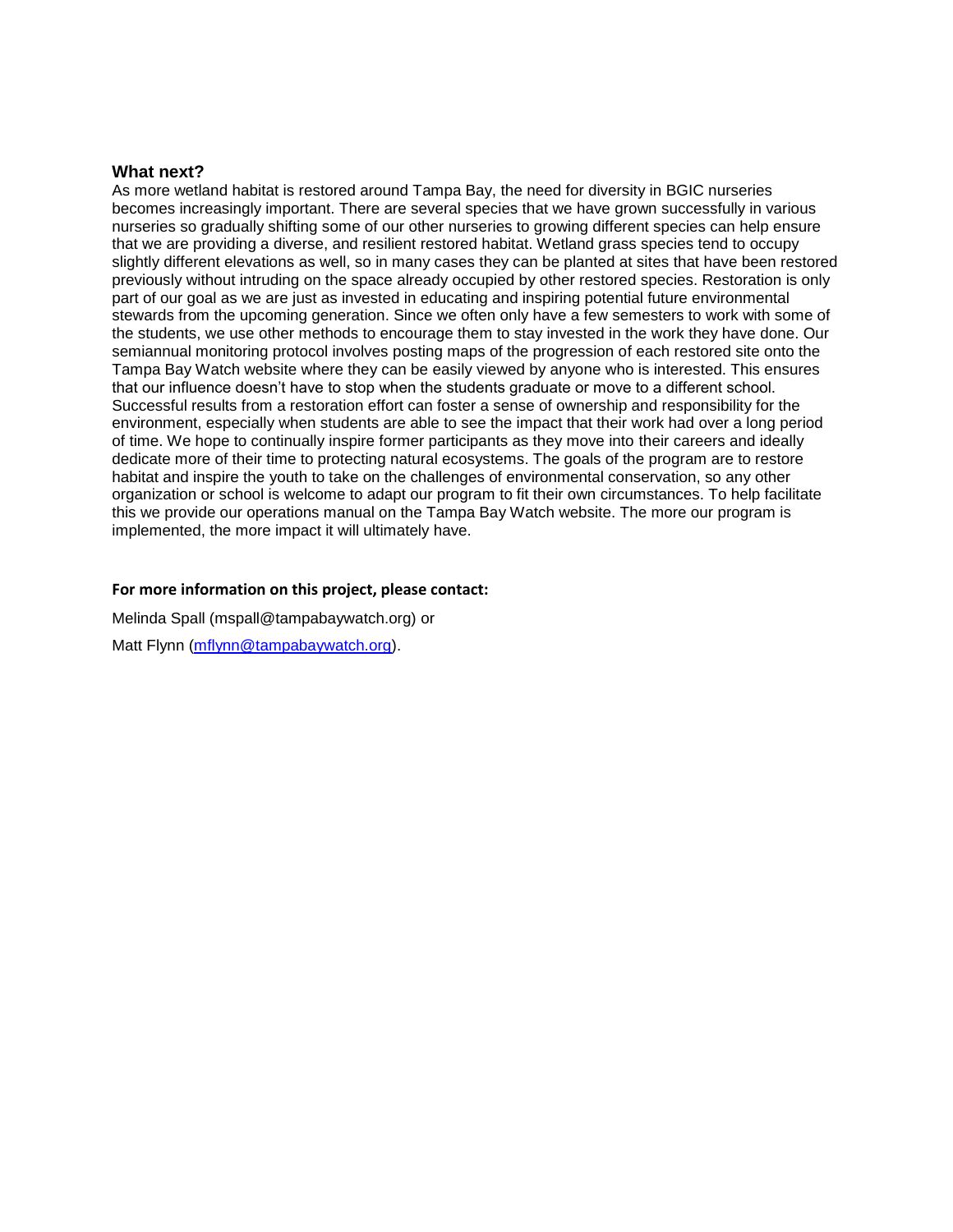### What next?

As more wetland habitat is restored around Tampa Bay, the need for diversity in BGIC nurseries becomes increasingly important. There are several species that we have grown successfully in various nurseries so gradually shifting some of our other nurseries to growing different species can help ensure that we are providing a diverse, and resilient restored habitat. Wetland grass species tend to occupy slightly different elevations as well, so in many cases they can be planted at sites that have been restored previously without intruding on the space already occupied by other restored species. Restoration is only part of our goal as we are just as invested in educating and inspiring potential future environmental stewards from the upcoming generation. Since we often only have a few semesters to work with some of the students, we use other methods to encourage them to stay invested in the work they have done. Our semiannual monitoring protocol involves posting maps of the progression of each restored site onto the Tampa Bay Watch website where they can be easily viewed by anyone who is interested. This ensures that our influence doesn't have to stop when the students graduate or move to a different school. Successful results from a restoration effort can foster a sense of ownership and responsibility for the environment, especially when students are able to see the impact that their work had over a long period of time. We hope to continually inspire former participants as they move into their careers and ideally dedicate more of their time to protecting natural ecosystems. The goals of the program are to restore habitat and inspire the youth to take on the challenges of environmental conservation, so any other organization or school is welcome to adapt our program to fit their own circumstances. To help facilitate this we provide our operations manual on the Tampa Bay Watch website. The more our program is implemented, the more impact it will ultimately have.

**For more information on this project, please contact:**

Melinda Spall (mspall@tampabaywatch.org) or

Matt Flynn (mflynn@tampabaywatch.org).